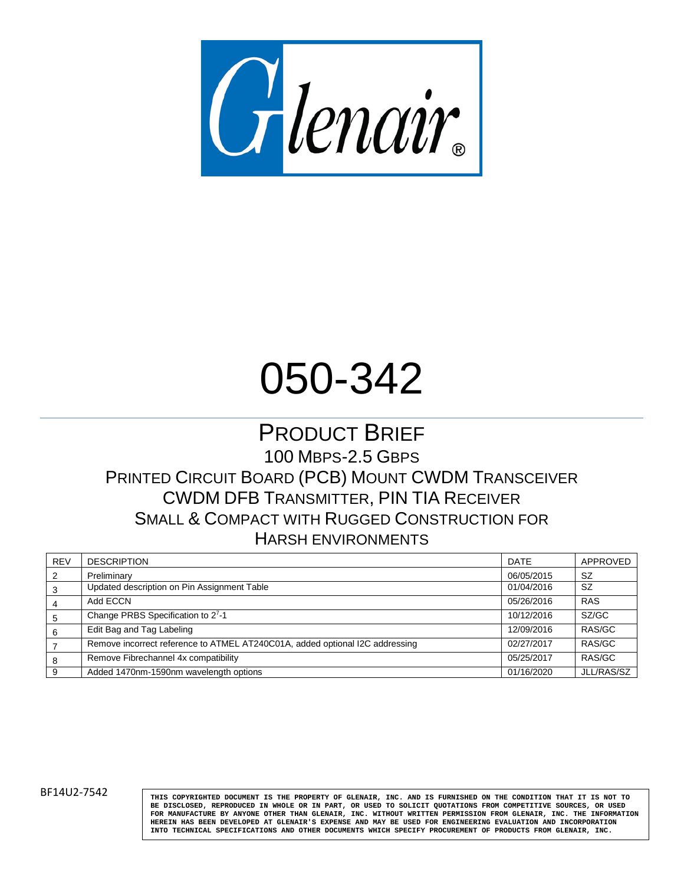Glenair®

# 050-342

## PRODUCT BRIEF

100 MBPS-2.5 GBPS

PRINTED CIRCUIT BOARD (PCB) MOUNT CWDM TRANSCEIVER

CWDM DFB TRANSMITTER, PIN TIA RECEIVER

SMALL & COMPACT WITH RUGGED CONSTRUCTION FOR HARSH ENVIRONMENTS

| REV | DESCRIPTION | DATE | APPROVED |
|---|---|---|---|
| 2 | Preliminary | 06/05/2015 | SZ |
| 3 | Updated description on Pin Assignment Table | 01/04/2016 | SZ |
| 4 | Add ECCN | 05/26/2016 | RAS |
| 5 | Change PRBS Specification to $2^7$-1 | 10/12/2016 | SZ/GC |
| 6 | Edit Bag and Tag Labeling | 12/09/2016 | RAS/GC |
| 7 | Remove incorrect reference to ATMEL AT240C01A, added optional I2C addressing | 02/27/2017 | RAS/GC |
| 8 | Remove Fibrechannel 4x compatibility | 05/25/2017 | RAS/GC |
| 9 | Added 1470nm-1590nm wavelength options | 01/16/2020 | JLL/RAS/SZ |

BF14U2-7542

THIS COPYRIGHTED DOCUMENT IS THE PROPERTY OF GLENAIR, INC. AND IS FURNISHED ON THE CONDITION THAT IT IS NOT TO BE DISCLOSED, REPRODUCED IN WHOLE OR IN PART, OR USED TO SOLICIT QUOTATIONS FROM COMPETITIVE SOURCES, OR USED FOR MANUFACTURE BY ANYONE OTHER THAN GLENAIR, INC. WITHOUT WRITTEN PERMISSION FROM GLENAIR, INC. THE INFORMATION HEREIN HAS BEEN DEVELOPED AT GLENAIR'S EXPENSE AND MAY BE USED FOR ENGINEERING EVALUATION AND INCORPORATION INTO TECHNICAL SPECIFICATIONS AND OTHER DOCUMENTS WHICH SPECIFY PROCUREMENT OF PRODUCTS FROM GLENAIR, INC.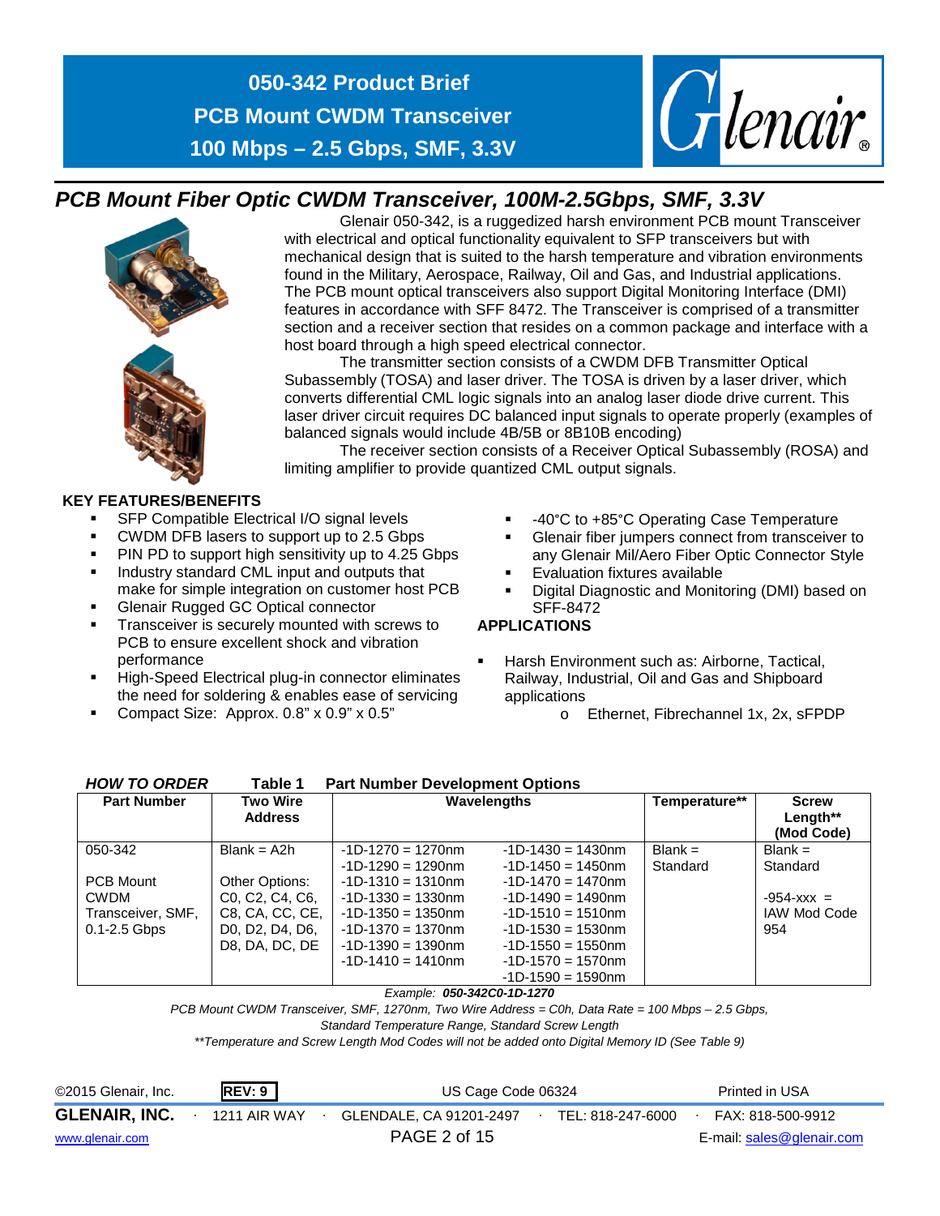# 050-342 Product Brief
# PCB Mount CWDM Transceiver
# 100 Mbps – 2.5 Gbps, SMF, 3.3V

Glenair

## *PCB Mount Fiber Optic CWDM Transceiver, 100M-2.5Gbps, SMF, 3.3V*

Glenair 050-342, is a ruggedized harsh environment PCB mount Transceiver with electrical and optical functionality equivalent to SFP transceivers but with mechanical design that is suited to the harsh temperature and vibration environments found in the Military, Aerospace, Railway, Oil and Gas, and Industrial applications. The PCB mount optical transceivers also support Digital Monitoring Interface (DMI) features in accordance with SFF 8472. The Transceiver is comprised of a transmitter section and a receiver section that resides on a common package and interface with a host board through a high speed electrical connector.

The transmitter section consists of a CWDM DFB Transmitter Optical Subassembly (TOSA) and laser driver. The TOSA is driven by a laser driver, which converts differential CML logic signals into an analog laser diode drive current. This laser driver circuit requires DC balanced input signals to operate properly (examples of balanced signals would include 4B/5B or 8B10B encoding)

The receiver section consists of a Receiver Optical Subassembly (ROSA) and limiting amplifier to provide quantized CML output signals.

**KEY FEATURES/BENEFITS**

- SFP Compatible Electrical I/O signal levels
- CWDM DFB lasers to support up to 2.5 Gbps
- PIN PD to support high sensitivity up to 4.25 Gbps
- Industry standard CML input and outputs that make for simple integration on customer host PCB
- Glenair Rugged GC Optical connector
- Transceiver is securely mounted with screws to PCB to ensure excellent shock and vibration performance
- High-Speed Electrical plug-in connector eliminates the need for soldering & enables ease of servicing
- Compact Size: Approx. 0.8" x 0.9" x 0.5"
- -40°C to +85°C Operating Case Temperature
- Glenair fiber jumpers connect from transceiver to any Glenair Mil/Aero Fiber Optic Connector Style
- Evaluation fixtures available
- Digital Diagnostic and Monitoring (DMI) based on SFF-8472

**APPLICATIONS**

- Harsh Environment such as: Airborne, Tactical, Railway, Industrial, Oil and Gas and Shipboard applications
  - o Ethernet, Fibrechannel 1x, 2x, sFPDP

***HOW TO ORDER*** **Table 1 Part Number Development Options**

| Part Number | Two Wire Address | Wavelengths | | Temperature** | Screw Length** (Mod Code) |
|---|---|---|---|---|---|
| 050-342<br><br>PCB Mount CWDM Transceiver, SMF, 0.1-2.5 Gbps | Blank = A2h<br><br>Other Options:<br>C0, C2, C4, C6, C8, CA, CC, CE, D0, D2, D4, D6, D8, DA, DC, DE | -1D-1270 = 1270nm<br>-1D-1290 = 1290nm<br>-1D-1310 = 1310nm<br>-1D-1330 = 1330nm<br>-1D-1350 = 1350nm<br>-1D-1370 = 1370nm<br>-1D-1390 = 1390nm<br>-1D-1410 = 1410nm | -1D-1430 = 1430nm<br>-1D-1450 = 1450nm<br>-1D-1470 = 1470nm<br>-1D-1490 = 1490nm<br>-1D-1510 = 1510nm<br>-1D-1530 = 1530nm<br>-1D-1550 = 1550nm<br>-1D-1570 = 1570nm<br>-1D-1590 = 1590nm | Blank = Standard | Blank = Standard<br><br>-954-xxx = IAW Mod Code 954 |

*Example:* ***050-342C0-1D-1270***

*PCB Mount CWDM Transceiver, SMF, 1270nm, Two Wire Address = C0h, Data Rate = 100 Mbps – 2.5 Gbps, Standard Temperature Range, Standard Screw Length*

*\*\*Temperature and Screw Length Mod Codes will not be added onto Digital Memory ID (See Table 9)*

©2015 Glenair, Inc. **REV: 9** US Cage Code 06324 Printed in USA

**GLENAIR, INC.** · 1211 AIR WAY · GLENDALE, CA 91201-2497 · TEL: 818-247-6000 · FAX: 818-500-9912

www.glenair.com E-mail: sales@glenair.com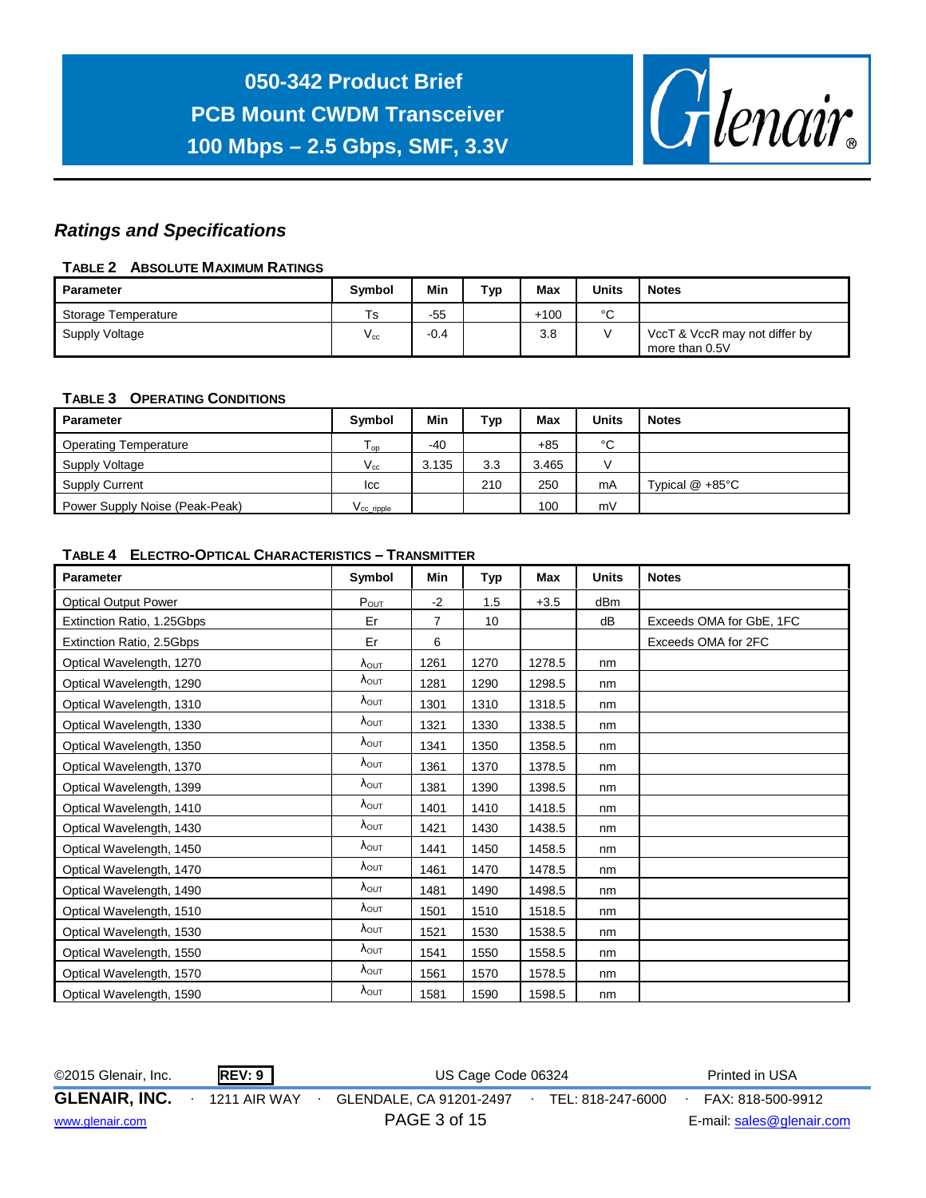## Ratings and Specifications

**TABLE 2 ABSOLUTE MAXIMUM RATINGS**

| Parameter | Symbol | Min | Typ | Max | Units | Notes |
|---|---|---|---|---|---|---|
| Storage Temperature | Ts | -55 | | +100 | °C | |
| Supply Voltage | $V_{cc}$ | -0.4 | | 3.8 | V | VccT & VccR may not differ by more than 0.5V |

**TABLE 3 OPERATING CONDITIONS**

| Parameter | Symbol | Min | Typ | Max | Units | Notes |
|---|---|---|---|---|---|---|
| Operating Temperature | $T_{op}$ | -40 | | +85 | °C | |
| Supply Voltage | $V_{cc}$ | 3.135 | 3.3 | 3.465 | V | |
| Supply Current | Icc | | 210 | 250 | mA | Typical @ +85°C |
| Power Supply Noise (Peak-Peak) | $V_{cc\_ripple}$ | | | 100 | mV | |

**TABLE 4 ELECTRO-OPTICAL CHARACTERISTICS – TRANSMITTER**

| Parameter | Symbol | Min | Typ | Max | Units | Notes |
|---|---|---|---|---|---|---|
| Optical Output Power | $P_{OUT}$ | -2 | 1.5 | +3.5 | dBm | |
| Extinction Ratio, 1.25Gbps | Er | 7 | 10 | | dB | Exceeds OMA for GbE, 1FC |
| Extinction Ratio, 2.5Gbps | Er | 6 | | | | Exceeds OMA for 2FC |
| Optical Wavelength, 1270 | $\lambda_{OUT}$ | 1261 | 1270 | 1278.5 | nm | |
| Optical Wavelength, 1290 | $\lambda_{OUT}$ | 1281 | 1290 | 1298.5 | nm | |
| Optical Wavelength, 1310 | $\lambda_{OUT}$ | 1301 | 1310 | 1318.5 | nm | |
| Optical Wavelength, 1330 | $\lambda_{OUT}$ | 1321 | 1330 | 1338.5 | nm | |
| Optical Wavelength, 1350 | $\lambda_{OUT}$ | 1341 | 1350 | 1358.5 | nm | |
| Optical Wavelength, 1370 | $\lambda_{OUT}$ | 1361 | 1370 | 1378.5 | nm | |
| Optical Wavelength, 1399 | $\lambda_{OUT}$ | 1381 | 1390 | 1398.5 | nm | |
| Optical Wavelength, 1410 | $\lambda_{OUT}$ | 1401 | 1410 | 1418.5 | nm | |
| Optical Wavelength, 1430 | $\lambda_{OUT}$ | 1421 | 1430 | 1438.5 | nm | |
| Optical Wavelength, 1450 | $\lambda_{OUT}$ | 1441 | 1450 | 1458.5 | nm | |
| Optical Wavelength, 1470 | $\lambda_{OUT}$ | 1461 | 1470 | 1478.5 | nm | |
| Optical Wavelength, 1490 | $\lambda_{OUT}$ | 1481 | 1490 | 1498.5 | nm | |
| Optical Wavelength, 1510 | $\lambda_{OUT}$ | 1501 | 1510 | 1518.5 | nm | |
| Optical Wavelength, 1530 | $\lambda_{OUT}$ | 1521 | 1530 | 1538.5 | nm | |
| Optical Wavelength, 1550 | $\lambda_{OUT}$ | 1541 | 1550 | 1558.5 | nm | |
| Optical Wavelength, 1570 | $\lambda_{OUT}$ | 1561 | 1570 | 1578.5 | nm | |
| Optical Wavelength, 1590 | $\lambda_{OUT}$ | 1581 | 1590 | 1598.5 | nm | |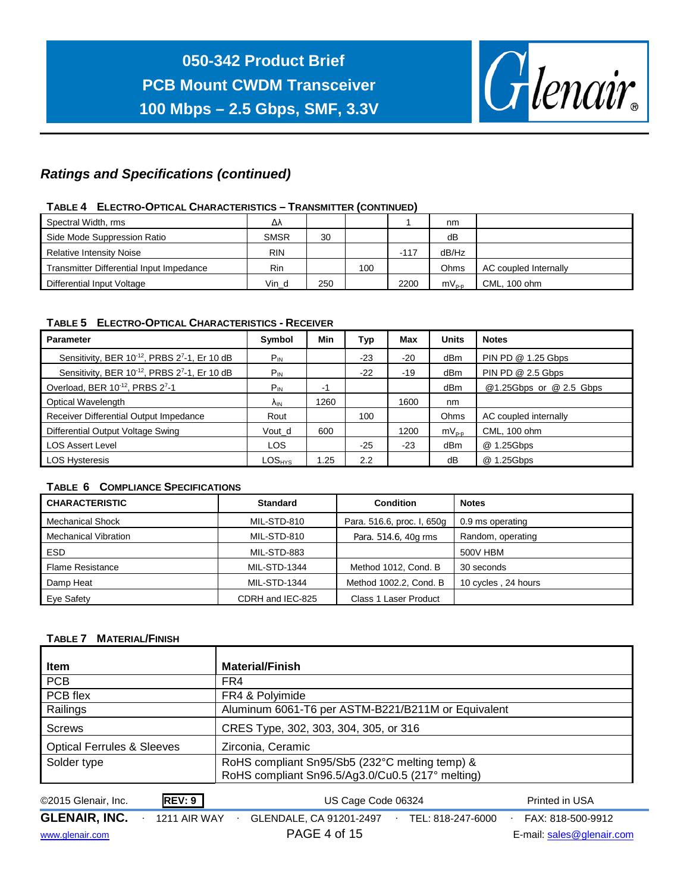## *Ratings and Specifications (continued)*

**TABLE 4 ELECTRO-OPTICAL CHARACTERISTICS – TRANSMITTER (CONTINUED)**

| | | | | | | |
|---|---|---|---|---|---|---|
| Spectral Width, rms | Δλ | | | 1 | nm | |
| Side Mode Suppression Ratio | SMSR | 30 | | | dB | |
| Relative Intensity Noise | RIN | | | -117 | dB/Hz | |
| Transmitter Differential Input Impedance | Rin | | 100 | | Ohms | AC coupled Internally |
| Differential Input Voltage | Vin_d | 250 | | 2200 | $mV_{p-p}$ | CML, 100 ohm |

**TABLE 5 ELECTRO-OPTICAL CHARACTERISTICS - RECEIVER**

| Parameter | Symbol | Min | Typ | Max | Units | Notes |
|---|---|---|---|---|---|---|
| Sensitivity, BER $10^{-12}$, PRBS $2^7$-1, Er 10 dB | $P_{IN}$ | | -23 | -20 | dBm | PIN PD @ 1.25 Gbps |
| Sensitivity, BER $10^{-12}$, PRBS $2^7$-1, Er 10 dB | $P_{IN}$ | | -22 | -19 | dBm | PIN PD @ 2.5 Gbps |
| Overload, BER $10^{-12}$, PRBS $2^7$-1 | $P_{IN}$ | -1 | | | dBm | @1.25Gbps or @ 2.5 Gbps |
| Optical Wavelength | $\lambda_{IN}$ | 1260 | | 1600 | nm | |
| Receiver Differential Output Impedance | Rout | | 100 | | Ohms | AC coupled internally |
| Differential Output Voltage Swing | Vout_d | 600 | | 1200 | $mV_{p-p}$ | CML, 100 ohm |
| LOS Assert Level | LOS | | -25 | -23 | dBm | @ 1.25Gbps |
| LOS Hysteresis | $LOS_{HYS}$ | 1.25 | 2.2 | | dB | @ 1.25Gbps |

**TABLE 6 COMPLIANCE SPECIFICATIONS**

| CHARACTERISTIC | Standard | Condition | Notes |
|---|---|---|---|
| Mechanical Shock | MIL-STD-810 | Para. 516.6, proc. I, 650g | 0.9 ms operating |
| Mechanical Vibration | MIL-STD-810 | Para. 514.6, 40g rms | Random, operating |
| ESD | MIL-STD-883 | | 500V HBM |
| Flame Resistance | MIL-STD-1344 | Method 1012, Cond. B | 30 seconds |
| Damp Heat | MIL-STD-1344 | Method 1002.2, Cond. B | 10 cycles , 24 hours |
| Eye Safety | CDRH and IEC-825 | Class 1 Laser Product | |

**TABLE 7 MATERIAL/FINISH**

| Item | Material/Finish |
|---|---|
| PCB | FR4 |
| PCB flex | FR4 & Polyimide |
| Railings | Aluminum 6061-T6 per ASTM-B221/B211M or Equivalent |
| Screws | CRES Type, 302, 303, 304, 305, or 316 |
| Optical Ferrules & Sleeves | Zirconia, Ceramic |
| Solder type | RoHS compliant Sn95/Sb5 (232°C melting temp) & RoHS compliant Sn96.5/Ag3.0/Cu0.5 (217° melting) |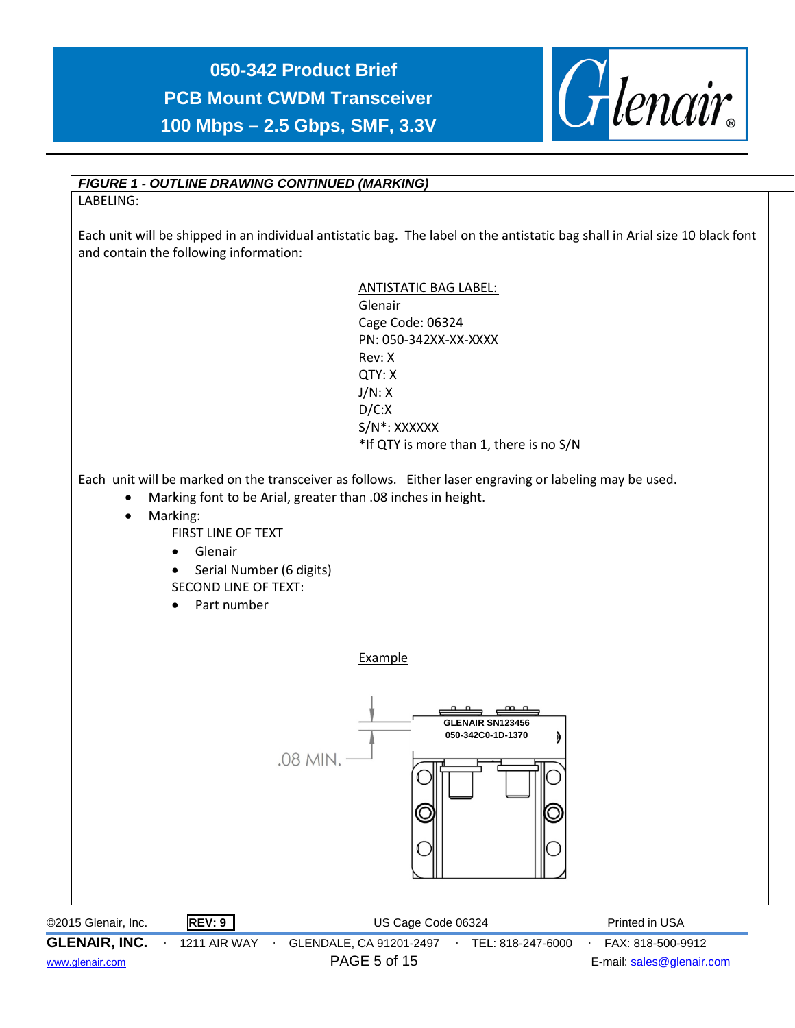*FIGURE 1 - OUTLINE DRAWING CONTINUED (MARKING)*

LABELING:

Each unit will be shipped in an individual antistatic bag. The label on the antistatic bag shall in Arial size 10 black font and contain the following information:

ANTISTATIC BAG LABEL:
Glenair
Cage Code: 06324
PN: 050-342XX-XX-XXXX
Rev: X
QTY: X
J/N: X
D/C:X
S/N*: XXXXXX
*If QTY is more than 1, there is no S/N

Each unit will be marked on the transceiver as follows. Either laser engraving or labeling may be used.

- Marking font to be Arial, greater than .08 inches in height.
- Marking:

  FIRST LINE OF TEXT
  - Glenair
  - Serial Number (6 digits)

  SECOND LINE OF TEXT:
  - Part number

Example

GLENAIR SN123456
050-342C0-1D-1370

.08 MIN.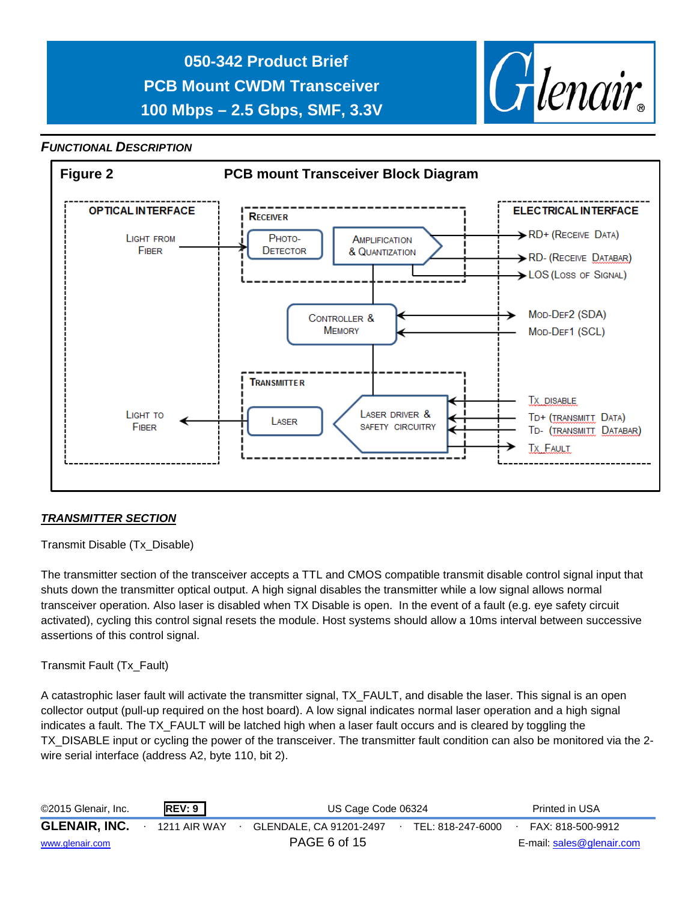## FUNCTIONAL DESCRIPTION

**Figure 2** **PCB mount Transceiver Block Diagram**

OPTICAL INTERFACE

Light from Fiber

Light to Fiber

RECEIVER

Photo-Detector

Amplification & Quantization

Controller & Memory

TRANSMITTER

Laser

Laser Driver & Safety Circuitry

ELECTRICAL INTERFACE

RD+ (Receive Data)

RD- (Receive Databar)

LOS (Loss of Signal)

Mod-Def2 (SDA)

Mod-Def1 (SCL)

Tx Disable

TD+ (Transmitt Data)

TD- (Transmitt Databar)

Tx Fault

### *TRANSMITTER SECTION*

Transmit Disable (Tx_Disable)

The transmitter section of the transceiver accepts a TTL and CMOS compatible transmit disable control signal input that shuts down the transmitter optical output. A high signal disables the transmitter while a low signal allows normal transceiver operation. Also laser is disabled when TX Disable is open. In the event of a fault (e.g. eye safety circuit activated), cycling this control signal resets the module. Host systems should allow a 10ms interval between successive assertions of this control signal.

Transmit Fault (Tx_Fault)

A catastrophic laser fault will activate the transmitter signal, TX_FAULT, and disable the laser. This signal is an open collector output (pull-up required on the host board). A low signal indicates normal laser operation and a high signal indicates a fault. The TX_FAULT will be latched high when a laser fault occurs and is cleared by toggling the TX_DISABLE input or cycling the power of the transceiver. The transmitter fault condition can also be monitored via the 2-wire serial interface (address A2, byte 110, bit 2).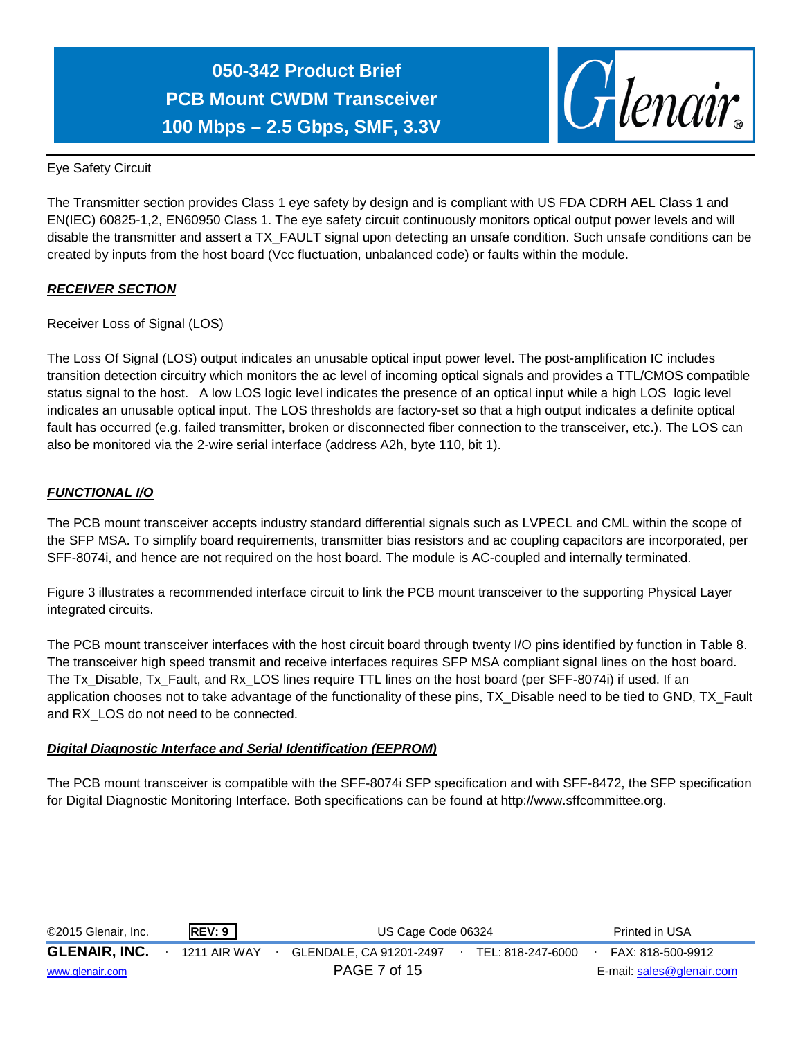Eye Safety Circuit

The Transmitter section provides Class 1 eye safety by design and is compliant with US FDA CDRH AEL Class 1 and EN(IEC) 60825-1,2, EN60950 Class 1. The eye safety circuit continuously monitors optical output power levels and will disable the transmitter and assert a TX_FAULT signal upon detecting an unsafe condition. Such unsafe conditions can be created by inputs from the host board (Vcc fluctuation, unbalanced code) or faults within the module.

## ***RECEIVER SECTION***

Receiver Loss of Signal (LOS)

The Loss Of Signal (LOS) output indicates an unusable optical input power level. The post-amplification IC includes transition detection circuitry which monitors the ac level of incoming optical signals and provides a TTL/CMOS compatible status signal to the host. A low LOS logic level indicates the presence of an optical input while a high LOS logic level indicates an unusable optical input. The LOS thresholds are factory-set so that a high output indicates a definite optical fault has occurred (e.g. failed transmitter, broken or disconnected fiber connection to the transceiver, etc.). The LOS can also be monitored via the 2-wire serial interface (address A2h, byte 110, bit 1).

## ***FUNCTIONAL I/O***

The PCB mount transceiver accepts industry standard differential signals such as LVPECL and CML within the scope of the SFP MSA. To simplify board requirements, transmitter bias resistors and ac coupling capacitors are incorporated, per SFF-8074i, and hence are not required on the host board. The module is AC-coupled and internally terminated.

Figure 3 illustrates a recommended interface circuit to link the PCB mount transceiver to the supporting Physical Layer integrated circuits.

The PCB mount transceiver interfaces with the host circuit board through twenty I/O pins identified by function in Table 8. The transceiver high speed transmit and receive interfaces requires SFP MSA compliant signal lines on the host board. The Tx_Disable, Tx_Fault, and Rx_LOS lines require TTL lines on the host board (per SFF-8074i) if used. If an application chooses not to take advantage of the functionality of these pins, TX_Disable need to be tied to GND, TX_Fault and RX_LOS do not need to be connected.

## ***Digital Diagnostic Interface and Serial Identification (EEPROM)***

The PCB mount transceiver is compatible with the SFF-8074i SFP specification and with SFF-8472, the SFP specification for Digital Diagnostic Monitoring Interface. Both specifications can be found at http://www.sffcommittee.org.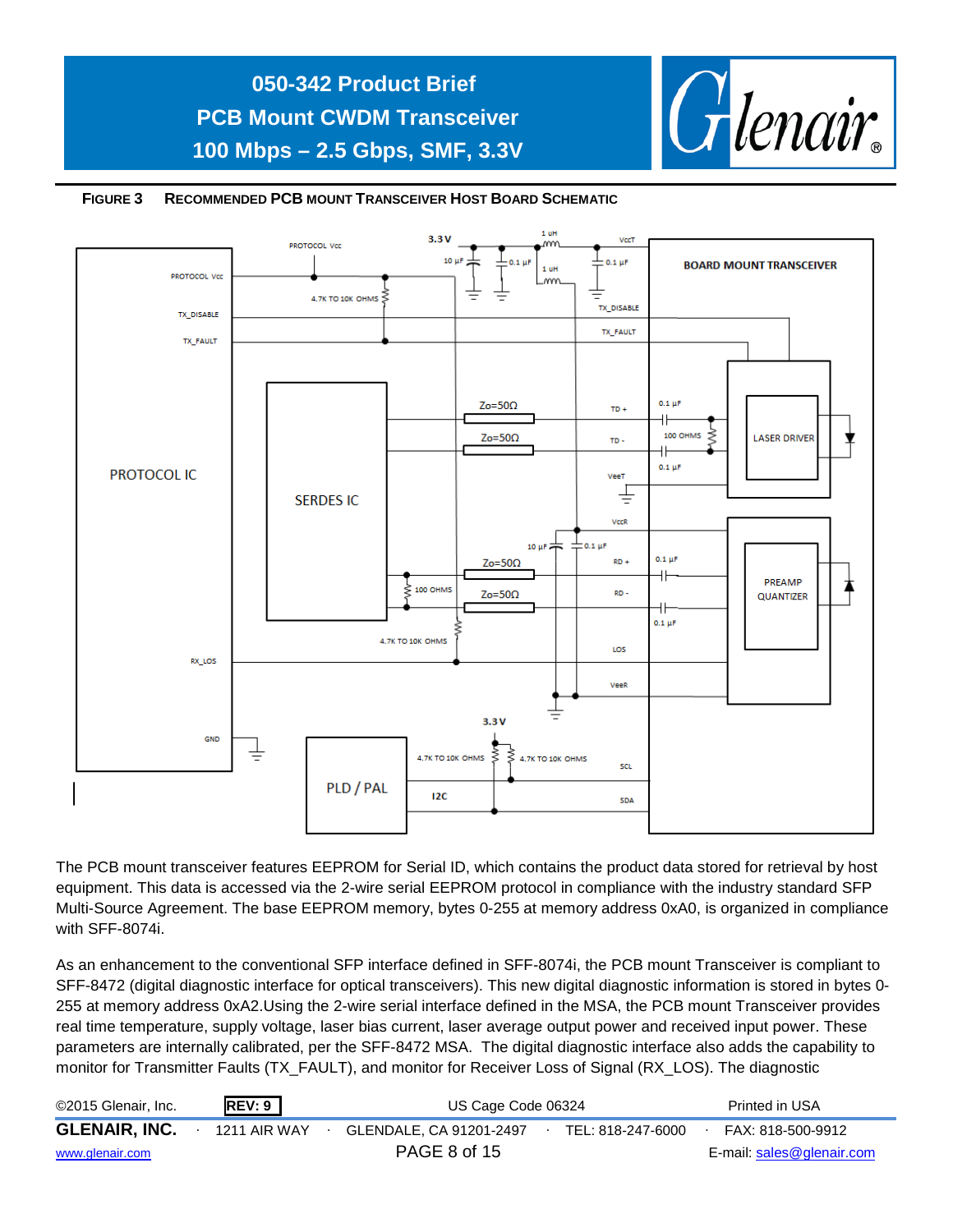**FIGURE 3 RECOMMENDED PCB MOUNT TRANSCEIVER HOST BOARD SCHEMATIC**

The PCB mount transceiver features EEPROM for Serial ID, which contains the product data stored for retrieval by host equipment. This data is accessed via the 2-wire serial EEPROM protocol in compliance with the industry standard SFP Multi-Source Agreement. The base EEPROM memory, bytes 0-255 at memory address 0xA0, is organized in compliance with SFF-8074i.

As an enhancement to the conventional SFP interface defined in SFF-8074i, the PCB mount Transceiver is compliant to SFF-8472 (digital diagnostic interface for optical transceivers). This new digital diagnostic information is stored in bytes 0-255 at memory address 0xA2.Using the 2-wire serial interface defined in the MSA, the PCB mount Transceiver provides real time temperature, supply voltage, laser bias current, laser average output power and received input power. These parameters are internally calibrated, per the SFF-8472 MSA. The digital diagnostic interface also adds the capability to monitor for Transmitter Faults (TX_FAULT), and monitor for Receiver Loss of Signal (RX_LOS). The diagnostic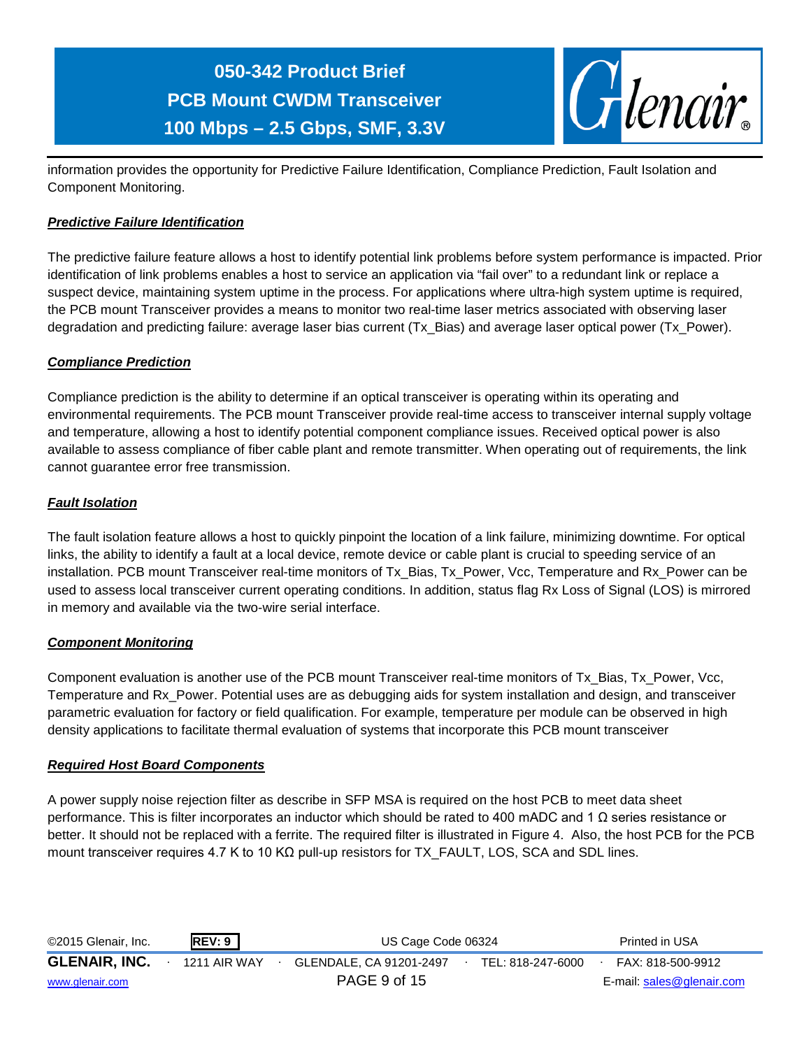information provides the opportunity for Predictive Failure Identification, Compliance Prediction, Fault Isolation and Component Monitoring.

***Predictive Failure Identification***

The predictive failure feature allows a host to identify potential link problems before system performance is impacted. Prior identification of link problems enables a host to service an application via "fail over" to a redundant link or replace a suspect device, maintaining system uptime in the process. For applications where ultra-high system uptime is required, the PCB mount Transceiver provides a means to monitor two real-time laser metrics associated with observing laser degradation and predicting failure: average laser bias current (Tx_Bias) and average laser optical power (Tx_Power).

***Compliance Prediction***

Compliance prediction is the ability to determine if an optical transceiver is operating within its operating and environmental requirements. The PCB mount Transceiver provide real-time access to transceiver internal supply voltage and temperature, allowing a host to identify potential component compliance issues. Received optical power is also available to assess compliance of fiber cable plant and remote transmitter. When operating out of requirements, the link cannot guarantee error free transmission.

***Fault Isolation***

The fault isolation feature allows a host to quickly pinpoint the location of a link failure, minimizing downtime. For optical links, the ability to identify a fault at a local device, remote device or cable plant is crucial to speeding service of an installation. PCB mount Transceiver real-time monitors of Tx_Bias, Tx_Power, Vcc, Temperature and Rx_Power can be used to assess local transceiver current operating conditions. In addition, status flag Rx Loss of Signal (LOS) is mirrored in memory and available via the two-wire serial interface.

***Component Monitoring***

Component evaluation is another use of the PCB mount Transceiver real-time monitors of Tx_Bias, Tx_Power, Vcc, Temperature and Rx_Power. Potential uses are as debugging aids for system installation and design, and transceiver parametric evaluation for factory or field qualification. For example, temperature per module can be observed in high density applications to facilitate thermal evaluation of systems that incorporate this PCB mount transceiver

***Required Host Board Components***

A power supply noise rejection filter as describe in SFP MSA is required on the host PCB to meet data sheet performance. This is filter incorporates an inductor which should be rated to 400 mADC and 1 Ω series resistance or better. It should not be replaced with a ferrite. The required filter is illustrated in Figure 4. Also, the host PCB for the PCB mount transceiver requires 4.7 K to 10 KΩ pull-up resistors for TX_FAULT, LOS, SCA and SDL lines.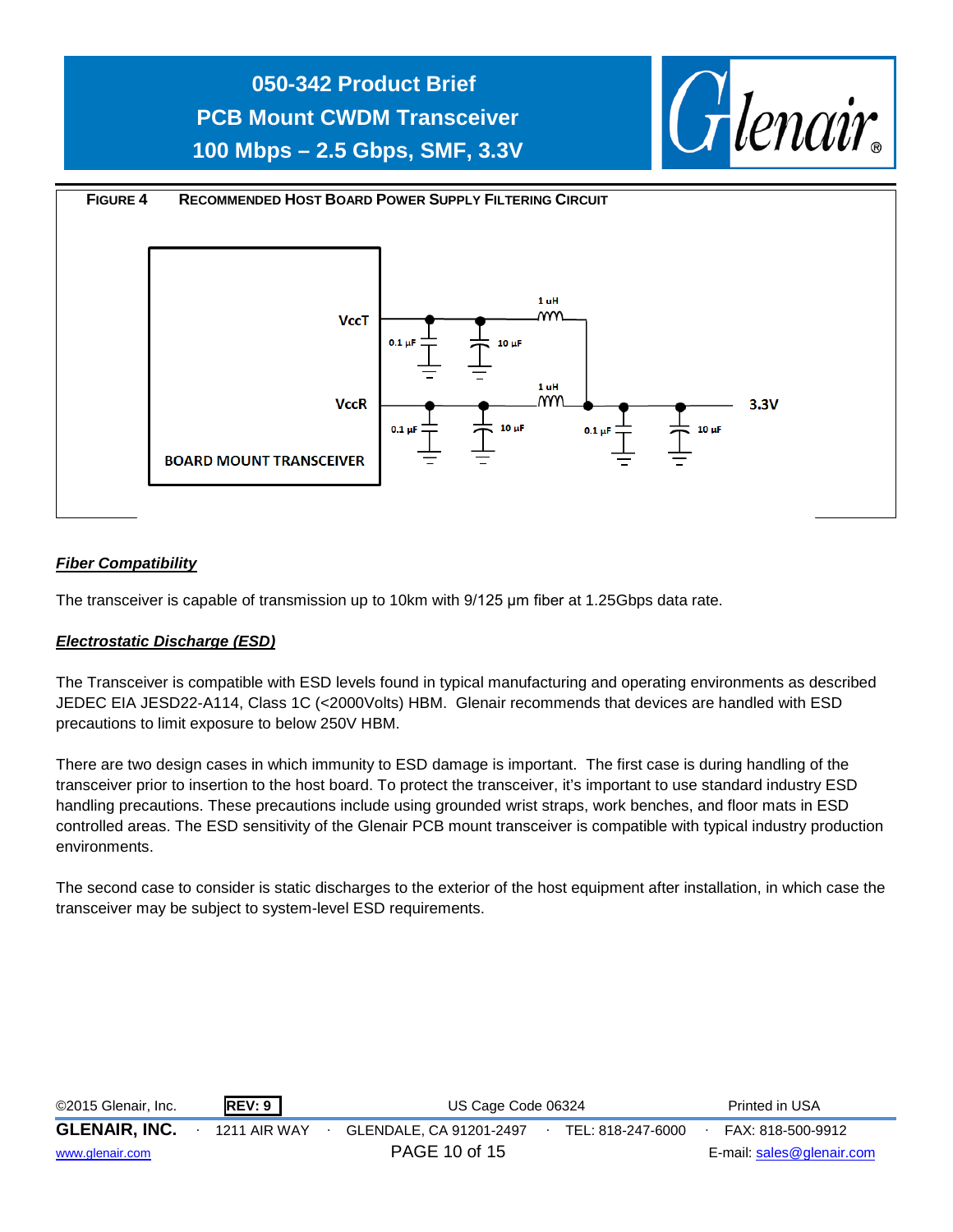**FIGURE 4 RECOMMENDED HOST BOARD POWER SUPPLY FILTERING CIRCUIT**

VccT

VccR

BOARD MOUNT TRANSCEIVER

0.1 µF

10 µF

1 uH

0.1 µF

10 µF

1 uH

0.1 µF

10 µF

3.3V

***Fiber Compatibility***

The transceiver is capable of transmission up to 10km with 9/125 µm fiber at 1.25Gbps data rate.

***Electrostatic Discharge (ESD)***

The Transceiver is compatible with ESD levels found in typical manufacturing and operating environments as described JEDEC EIA JESD22-A114, Class 1C (<2000Volts) HBM. Glenair recommends that devices are handled with ESD precautions to limit exposure to below 250V HBM.

There are two design cases in which immunity to ESD damage is important. The first case is during handling of the transceiver prior to insertion to the host board. To protect the transceiver, it's important to use standard industry ESD handling precautions. These precautions include using grounded wrist straps, work benches, and floor mats in ESD controlled areas. The ESD sensitivity of the Glenair PCB mount transceiver is compatible with typical industry production environments.

The second case to consider is static discharges to the exterior of the host equipment after installation, in which case the transceiver may be subject to system-level ESD requirements.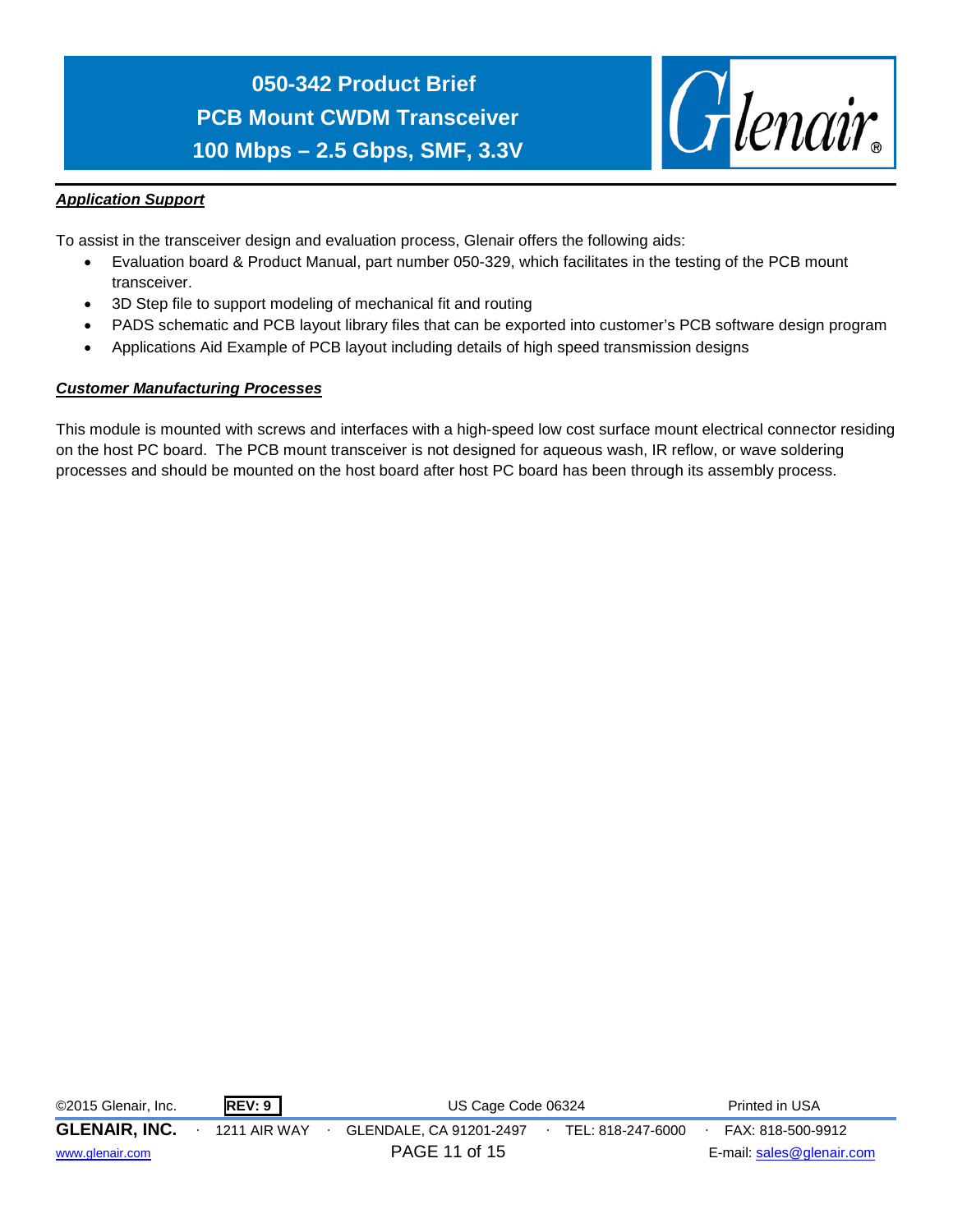### ***Application Support***

To assist in the transceiver design and evaluation process, Glenair offers the following aids:

- Evaluation board & Product Manual, part number 050-329, which facilitates in the testing of the PCB mount transceiver.
- 3D Step file to support modeling of mechanical fit and routing
- PADS schematic and PCB layout library files that can be exported into customer's PCB software design program
- Applications Aid Example of PCB layout including details of high speed transmission designs

### ***Customer Manufacturing Processes***

This module is mounted with screws and interfaces with a high-speed low cost surface mount electrical connector residing on the host PC board. The PCB mount transceiver is not designed for aqueous wash, IR reflow, or wave soldering processes and should be mounted on the host board after host PC board has been through its assembly process.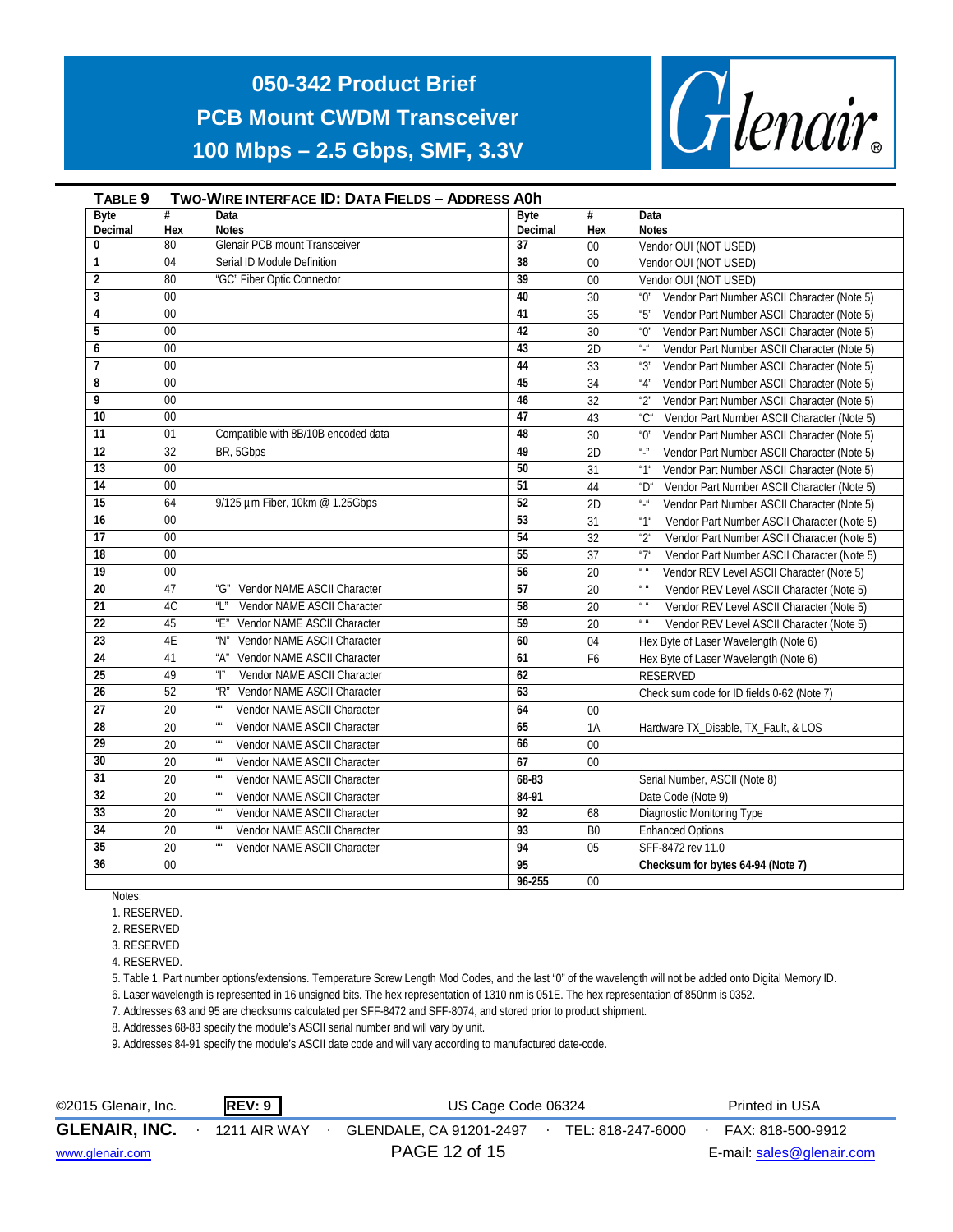**TABLE 9 TWO-WIRE INTERFACE ID: DATA FIELDS – ADDRESS A0h**

| Byte Decimal | # Hex | Data Notes | Byte Decimal | # Hex | Data Notes |
|---|---|---|---|---|---|
| 0 | 80 | Glenair PCB mount Transceiver | 37 | 00 | Vendor OUI (NOT USED) |
| 1 | 04 | Serial ID Module Definition | 38 | 00 | Vendor OUI (NOT USED) |
| 2 | 80 | "GC" Fiber Optic Connector | 39 | 00 | Vendor OUI (NOT USED) |
| 3 | 00 | | 40 | 30 | "0" Vendor Part Number ASCII Character (Note 5) |
| 4 | 00 | | 41 | 35 | "5" Vendor Part Number ASCII Character (Note 5) |
| 5 | 00 | | 42 | 30 | "0" Vendor Part Number ASCII Character (Note 5) |
| 6 | 00 | | 43 | 2D | "-" Vendor Part Number ASCII Character (Note 5) |
| 7 | 00 | | 44 | 33 | "3" Vendor Part Number ASCII Character (Note 5) |
| 8 | 00 | | 45 | 34 | "4" Vendor Part Number ASCII Character (Note 5) |
| 9 | 00 | | 46 | 32 | "2" Vendor Part Number ASCII Character (Note 5) |
| 10 | 00 | | 47 | 43 | "C" Vendor Part Number ASCII Character (Note 5) |
| 11 | 01 | Compatible with 8B/10B encoded data | 48 | 30 | "0" Vendor Part Number ASCII Character (Note 5) |
| 12 | 32 | BR, 5Gbps | 49 | 2D | "-" Vendor Part Number ASCII Character (Note 5) |
| 13 | 00 | | 50 | 31 | "1" Vendor Part Number ASCII Character (Note 5) |
| 14 | 00 | | 51 | 44 | "D" Vendor Part Number ASCII Character (Note 5) |
| 15 | 64 | 9/125 µm Fiber, 10km @ 1.25Gbps | 52 | 2D | "-" Vendor Part Number ASCII Character (Note 5) |
| 16 | 00 | | 53 | 31 | "1" Vendor Part Number ASCII Character (Note 5) |
| 17 | 00 | | 54 | 32 | "2" Vendor Part Number ASCII Character (Note 5) |
| 18 | 00 | | 55 | 37 | "7" Vendor Part Number ASCII Character (Note 5) |
| 19 | 00 | | 56 | 20 | " " Vendor REV Level ASCII Character (Note 5) |
| 20 | 47 | "G" Vendor NAME ASCII Character | 57 | 20 | " " Vendor REV Level ASCII Character (Note 5) |
| 21 | 4C | "L" Vendor NAME ASCII Character | 58 | 20 | " " Vendor REV Level ASCII Character (Note 5) |
| 22 | 45 | "E" Vendor NAME ASCII Character | 59 | 20 | " " Vendor REV Level ASCII Character (Note 5) |
| 23 | 4E | "N" Vendor NAME ASCII Character | 60 | 04 | Hex Byte of Laser Wavelength (Note 6) |
| 24 | 41 | "A" Vendor NAME ASCII Character | 61 | F6 | Hex Byte of Laser Wavelength (Note 6) |
| 25 | 49 | "I" Vendor NAME ASCII Character | 62 | | RESERVED |
| 26 | 52 | "R" Vendor NAME ASCII Character | 63 | | Check sum code for ID fields 0-62 (Note 7) |
| 27 | 20 | "" Vendor NAME ASCII Character | 64 | 00 | |
| 28 | 20 | "" Vendor NAME ASCII Character | 65 | 1A | Hardware TX_Disable, TX_Fault, & LOS |
| 29 | 20 | "" Vendor NAME ASCII Character | 66 | 00 | |
| 30 | 20 | "" Vendor NAME ASCII Character | 67 | 00 | |
| 31 | 20 | "" Vendor NAME ASCII Character | 68-83 | | Serial Number, ASCII (Note 8) |
| 32 | 20 | "" Vendor NAME ASCII Character | 84-91 | | Date Code (Note 9) |
| 33 | 20 | "" Vendor NAME ASCII Character | 92 | 68 | Diagnostic Monitoring Type |
| 34 | 20 | "" Vendor NAME ASCII Character | 93 | B0 | Enhanced Options |
| 35 | 20 | "" Vendor NAME ASCII Character | 94 | 05 | SFF-8472 rev 11.0 |
| 36 | 00 | | 95 | | **Checksum for bytes 64-94 (Note 7)** |
| | | | 96-255 | 00 | |

Notes:

1. RESERVED.
2. RESERVED
3. RESERVED
4. RESERVED.
5. Table 1, Part number options/extensions. Temperature Screw Length Mod Codes, and the last "0" of the wavelength will not be added onto Digital Memory ID.
6. Laser wavelength is represented in 16 unsigned bits. The hex representation of 1310 nm is 051E. The hex representation of 850nm is 0352.
7. Addresses 63 and 95 are checksums calculated per SFF-8472 and SFF-8074, and stored prior to product shipment.
8. Addresses 68-83 specify the module's ASCII serial number and will vary by unit.
9. Addresses 84-91 specify the module's ASCII date code and will vary according to manufactured date-code.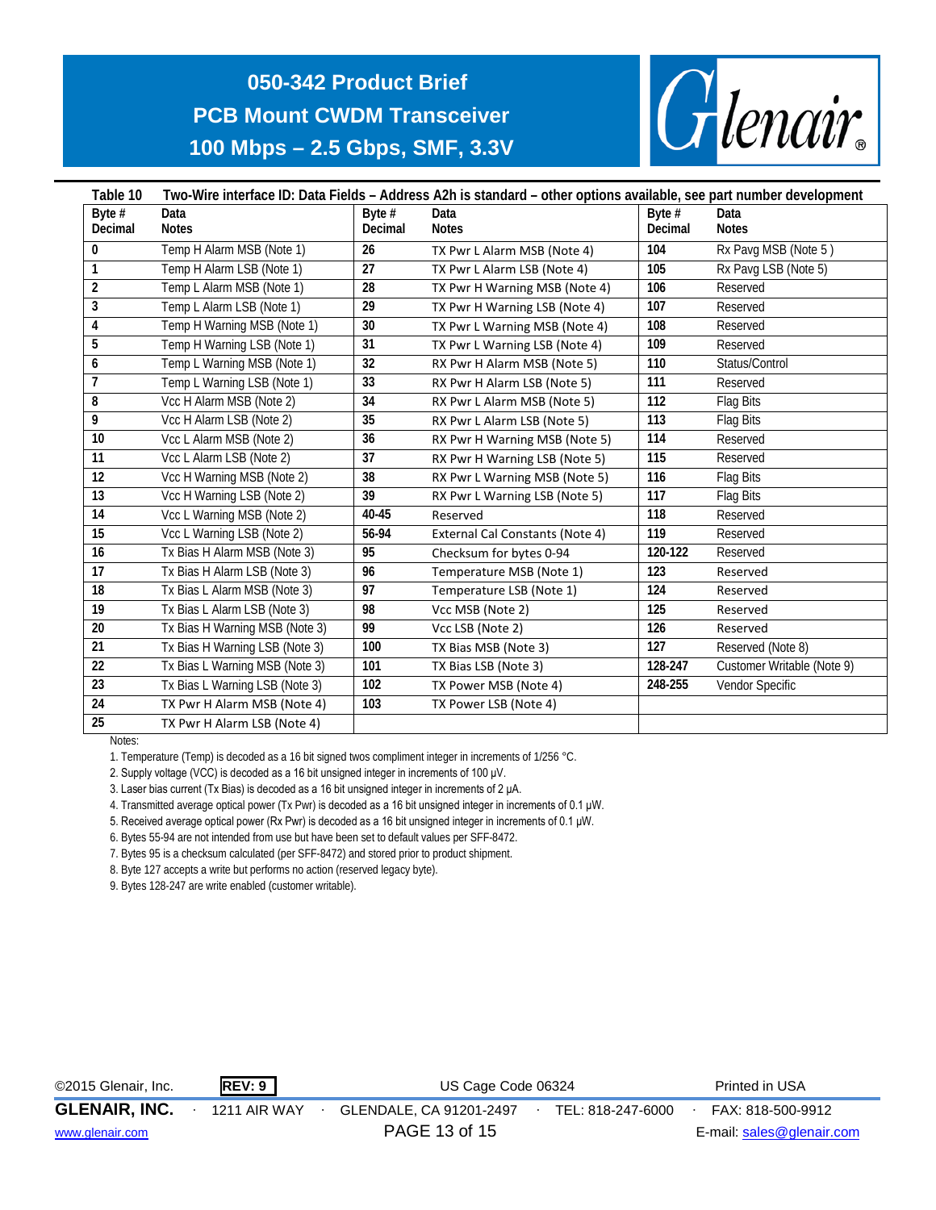**Table 10 Two-Wire interface ID: Data Fields – Address A2h is standard – other options available, see part number development**

| Byte # Decimal | Data Notes | Byte # Decimal | Data Notes | Byte # Decimal | Data Notes |
|---|---|---|---|---|---|
| **0** | Temp H Alarm MSB (Note 1) | **26** | TX Pwr L Alarm MSB (Note 4) | **104** | Rx Pavg MSB (Note 5 ) |
| **1** | Temp H Alarm LSB (Note 1) | **27** | TX Pwr L Alarm LSB (Note 4) | **105** | Rx Pavg LSB (Note 5) |
| **2** | Temp L Alarm MSB (Note 1) | **28** | TX Pwr H Warning MSB (Note 4) | **106** | Reserved |
| **3** | Temp L Alarm LSB (Note 1) | **29** | TX Pwr H Warning LSB (Note 4) | **107** | Reserved |
| **4** | Temp H Warning MSB (Note 1) | **30** | TX Pwr L Warning MSB (Note 4) | **108** | Reserved |
| **5** | Temp H Warning LSB (Note 1) | **31** | TX Pwr L Warning LSB (Note 4) | **109** | Reserved |
| **6** | Temp L Warning MSB (Note 1) | **32** | RX Pwr H Alarm MSB (Note 5) | **110** | Status/Control |
| **7** | Temp L Warning LSB (Note 1) | **33** | RX Pwr H Alarm LSB (Note 5) | **111** | Reserved |
| **8** | Vcc H Alarm MSB (Note 2) | **34** | RX Pwr L Alarm MSB (Note 5) | **112** | Flag Bits |
| **9** | Vcc H Alarm LSB (Note 2) | **35** | RX Pwr L Alarm LSB (Note 5) | **113** | Flag Bits |
| **10** | Vcc L Alarm MSB (Note 2) | **36** | RX Pwr H Warning MSB (Note 5) | **114** | Reserved |
| **11** | Vcc L Alarm LSB (Note 2) | **37** | RX Pwr H Warning LSB (Note 5) | **115** | Reserved |
| **12** | Vcc H Warning MSB (Note 2) | **38** | RX Pwr L Warning MSB (Note 5) | **116** | Flag Bits |
| **13** | Vcc H Warning LSB (Note 2) | **39** | RX Pwr L Warning LSB (Note 5) | **117** | Flag Bits |
| **14** | Vcc L Warning MSB (Note 2) | **40-45** | Reserved | **118** | Reserved |
| **15** | Vcc L Warning LSB (Note 2) | **56-94** | External Cal Constants (Note 4) | **119** | Reserved |
| **16** | Tx Bias H Alarm MSB (Note 3) | **95** | Checksum for bytes 0-94 | **120-122** | Reserved |
| **17** | Tx Bias H Alarm LSB (Note 3) | **96** | Temperature MSB (Note 1) | **123** | Reserved |
| **18** | Tx Bias L Alarm MSB (Note 3) | **97** | Temperature LSB (Note 1) | **124** | Reserved |
| **19** | Tx Bias L Alarm LSB (Note 3) | **98** | Vcc MSB (Note 2) | **125** | Reserved |
| **20** | Tx Bias H Warning MSB (Note 3) | **99** | Vcc LSB (Note 2) | **126** | Reserved |
| **21** | Tx Bias H Warning LSB (Note 3) | **100** | TX Bias MSB (Note 3) | **127** | Reserved (Note 8) |
| **22** | Tx Bias L Warning MSB (Note 3) | **101** | TX Bias LSB (Note 3) | **128-247** | Customer Writable (Note 9) |
| **23** | Tx Bias L Warning LSB (Note 3) | **102** | TX Power MSB (Note 4) | **248-255** | Vendor Specific |
| **24** | TX Pwr H Alarm MSB (Note 4) | **103** | TX Power LSB (Note 4) | | |
| **25** | TX Pwr H Alarm LSB (Note 4) | | | | |

Notes:

1. Temperature (Temp) is decoded as a 16 bit signed twos compliment integer in increments of 1/256 °C.
2. Supply voltage (VCC) is decoded as a 16 bit unsigned integer in increments of 100 µV.
3. Laser bias current (Tx Bias) is decoded as a 16 bit unsigned integer in increments of 2 µA.
4. Transmitted average optical power (Tx Pwr) is decoded as a 16 bit unsigned integer in increments of 0.1 µW.
5. Received average optical power (Rx Pwr) is decoded as a 16 bit unsigned integer in increments of 0.1 µW.
6. Bytes 55-94 are not intended from use but have been set to default values per SFF-8472.
7. Bytes 95 is a checksum calculated (per SFF-8472) and stored prior to product shipment.
8. Byte 127 accepts a write but performs no action (reserved legacy byte).
9. Bytes 128-247 are write enabled (customer writable).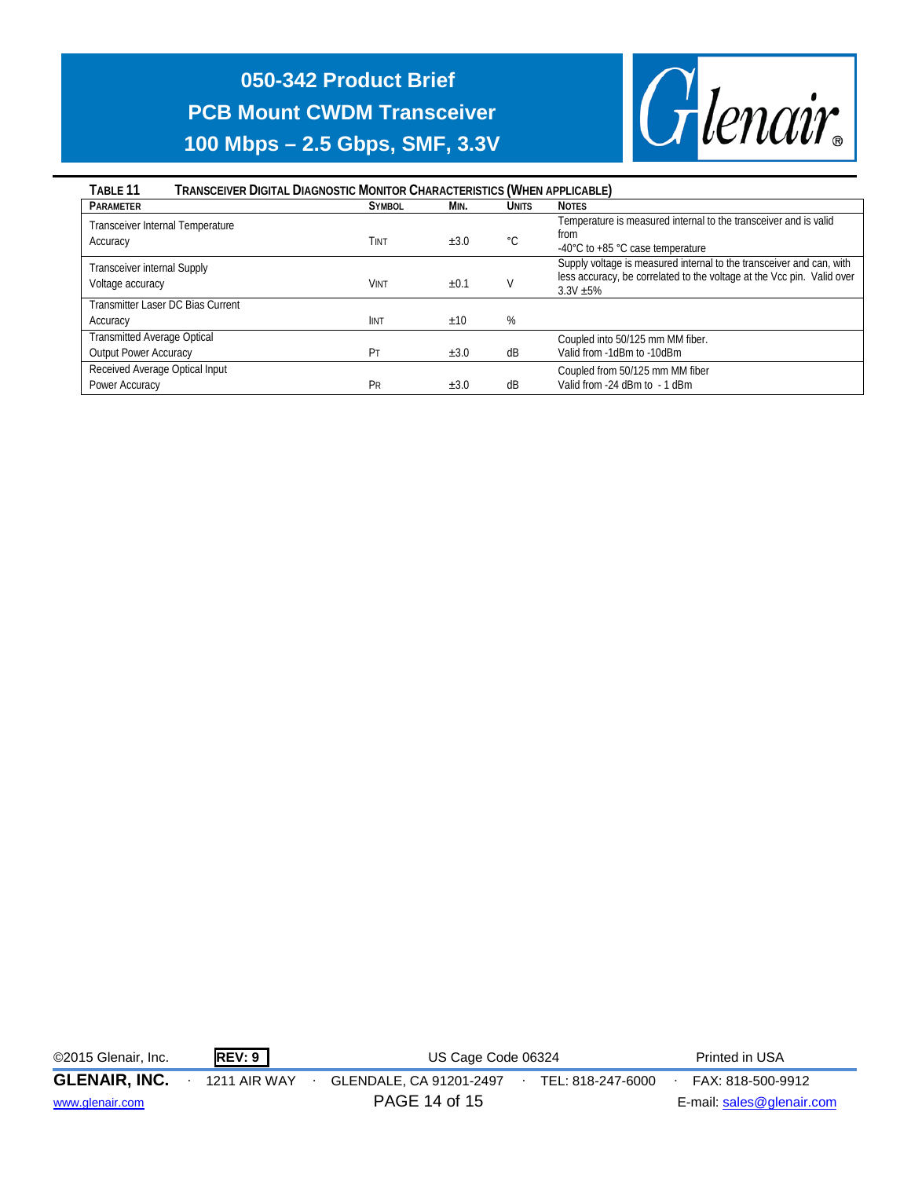**TABLE 11 TRANSCEIVER DIGITAL DIAGNOSTIC MONITOR CHARACTERISTICS (WHEN APPLICABLE)**

| PARAMETER | SYMBOL | MIN. | UNITS | NOTES |
|---|---|---|---|---|
| Transceiver Internal Temperature Accuracy | $T_{INT}$ | ±3.0 | °C | Temperature is measured internal to the transceiver and is valid from -40°C to +85 °C case temperature |
| Transceiver internal Supply Voltage accuracy | $V_{INT}$ | ±0.1 | V | Supply voltage is measured internal to the transceiver and can, with less accuracy, be correlated to the voltage at the Vcc pin. Valid over 3.3V ±5% |
| Transmitter Laser DC Bias Current Accuracy | $I_{INT}$ | ±10 | % | |
| Transmitted Average Optical Output Power Accuracy | $P_T$ | ±3.0 | dB | Coupled into 50/125 mm MM fiber. Valid from -1dBm to -10dBm |
| Received Average Optical Input Power Accuracy | $P_R$ | ±3.0 | dB | Coupled from 50/125 mm MM fiber Valid from -24 dBm to - 1 dBm |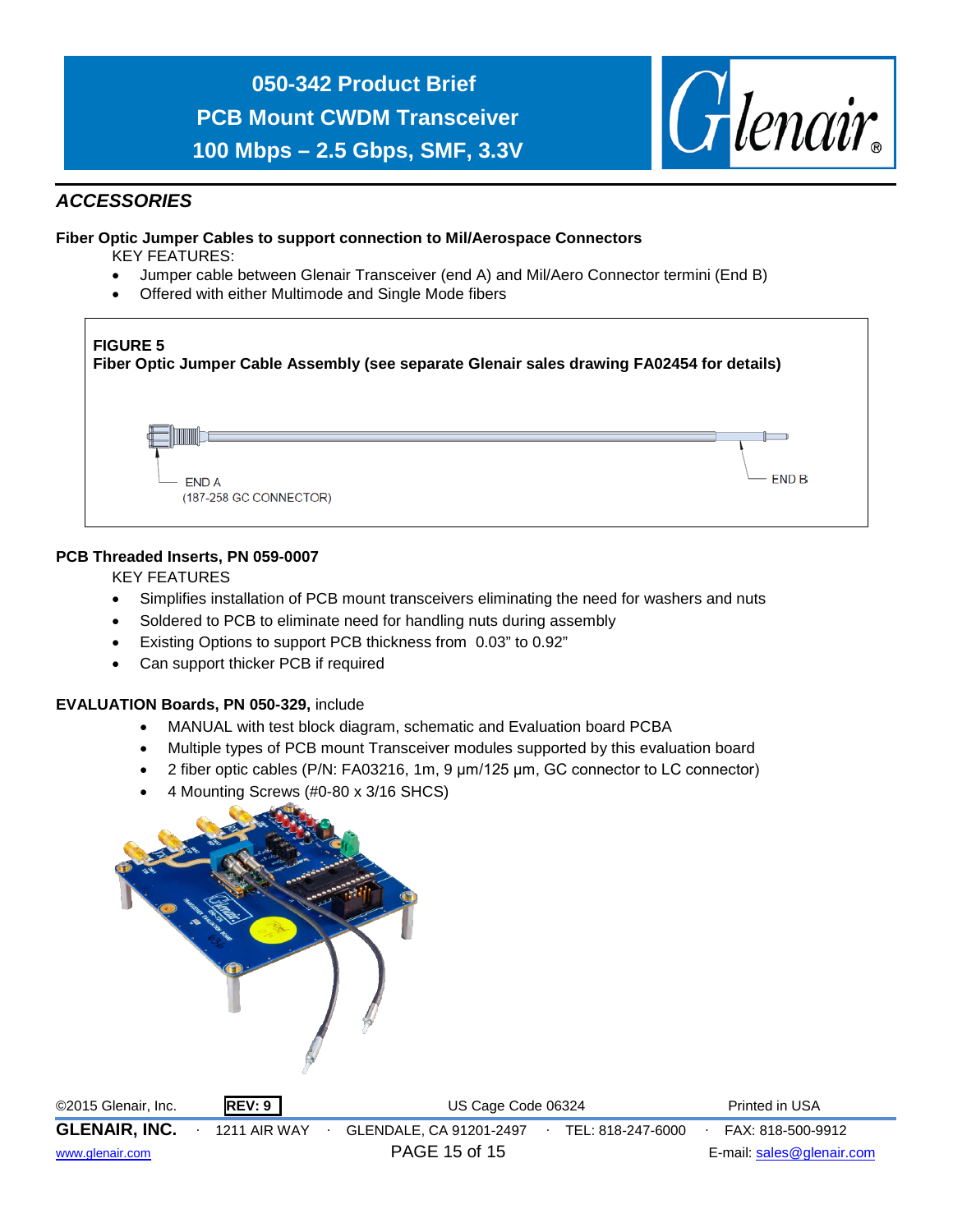## *ACCESSORIES*

**Fiber Optic Jumper Cables to support connection to Mil/Aerospace Connectors**

KEY FEATURES:

- Jumper cable between Glenair Transceiver (end A) and Mil/Aero Connector termini (End B)
- Offered with either Multimode and Single Mode fibers

**FIGURE 5**
**Fiber Optic Jumper Cable Assembly (see separate Glenair sales drawing FA02454 for details)**

END A
(187-258 GC CONNECTOR)

END B

**PCB Threaded Inserts, PN 059-0007**

KEY FEATURES

- Simplifies installation of PCB mount transceivers eliminating the need for washers and nuts
- Soldered to PCB to eliminate need for handling nuts during assembly
- Existing Options to support PCB thickness from 0.03" to 0.92"
- Can support thicker PCB if required

**EVALUATION Boards, PN 050-329,** include

- MANUAL with test block diagram, schematic and Evaluation board PCBA
- Multiple types of PCB mount Transceiver modules supported by this evaluation board
- 2 fiber optic cables (P/N: FA03216, 1m, 9 μm/125 μm, GC connector to LC connector)
- 4 Mounting Screws (#0-80 x 3/16 SHCS)